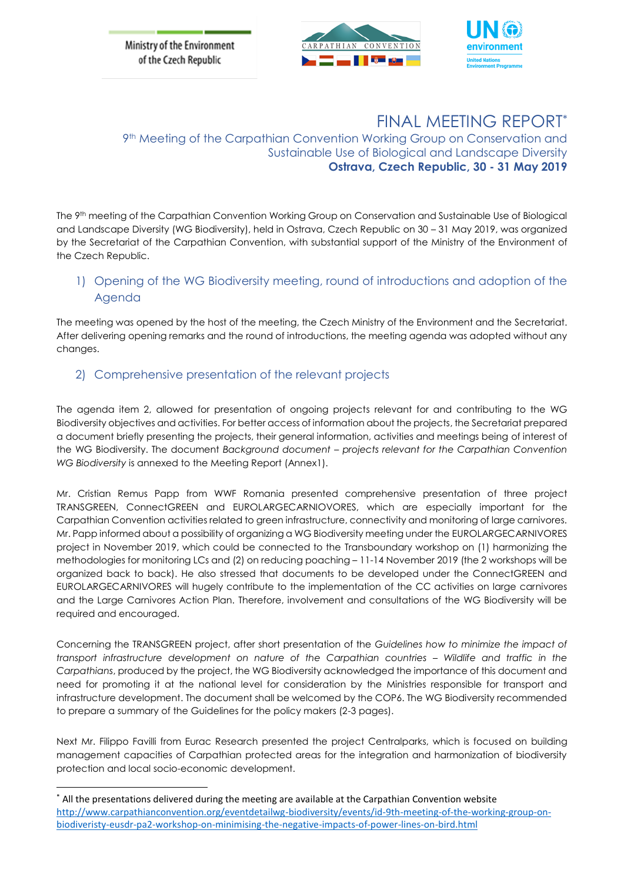Ministry of the Environment of the Czech Republic

CARPATHIAN CONVENTION

UN environment
United Nations Environment Programme

# FINAL MEETING REPORT*

## 9th Meeting of the Carpathian Convention Working Group on Conservation and Sustainable Use of Biological and Landscape Diversity

**Ostrava, Czech Republic, 30 - 31 May 2019**

The 9th meeting of the Carpathian Convention Working Group on Conservation and Sustainable Use of Biological and Landscape Diversity (WG Biodiversity), held in Ostrava, Czech Republic on 30 – 31 May 2019, was organized by the Secretariat of the Carpathian Convention, with substantial support of the Ministry of the Environment of the Czech Republic.

### 1) Opening of the WG Biodiversity meeting, round of introductions and adoption of the Agenda

The meeting was opened by the host of the meeting, the Czech Ministry of the Environment and the Secretariat. After delivering opening remarks and the round of introductions, the meeting agenda was adopted without any changes.

### 2) Comprehensive presentation of the relevant projects

The agenda item 2, allowed for presentation of ongoing projects relevant for and contributing to the WG Biodiversity objectives and activities. For better access of information about the projects, the Secretariat prepared a document briefly presenting the projects, their general information, activities and meetings being of interest of the WG Biodiversity. The document *Background document – projects relevant for the Carpathian Convention WG Biodiversity* is annexed to the Meeting Report (Annex1).

Mr. Cristian Remus Papp from WWF Romania presented comprehensive presentation of three project TRANSGREEN, ConnectGREEN and EUROLARGECARNIOVORES, which are especially important for the Carpathian Convention activities related to green infrastructure, connectivity and monitoring of large carnivores. Mr. Papp informed about a possibility of organizing a WG Biodiversity meeting under the EUROLARGECARNIVORES project in November 2019, which could be connected to the Transboundary workshop on (1) harmonizing the methodologies for monitoring LCs and (2) on reducing poaching – 11-14 November 2019 (the 2 workshops will be organized back to back). He also stressed that documents to be developed under the ConnectGREEN and EUROLARGECARNIVORES will hugely contribute to the implementation of the CC activities on large carnivores and the Large Carnivores Action Plan. Therefore, involvement and consultations of the WG Biodiversity will be required and encouraged.

Concerning the TRANSGREEN project, after short presentation of the *Guidelines how to minimize the impact of transport infrastructure development on nature of the Carpathian countries – Wildlife and traffic in the Carpathians*, produced by the project, the WG Biodiversity acknowledged the importance of this document and need for promoting it at the national level for consideration by the Ministries responsible for transport and infrastructure development. The document shall be welcomed by the COP6. The WG Biodiversity recommended to prepare a summary of the Guidelines for the policy makers (2-3 pages).

Next Mr. Filippo Favilli from Eurac Research presented the project Centralparks, which is focused on building management capacities of Carpathian protected areas for the integration and harmonization of biodiversity protection and local socio-economic development.

---

* All the presentations delivered during the meeting are available at the Carpathian Convention website http://www.carpathianconvention.org/eventdetailwg-biodiversity/events/id-9th-meeting-of-the-working-group-on-biodiveristy-eusdr-pa2-workshop-on-minimising-the-negative-impacts-of-power-lines-on-bird.html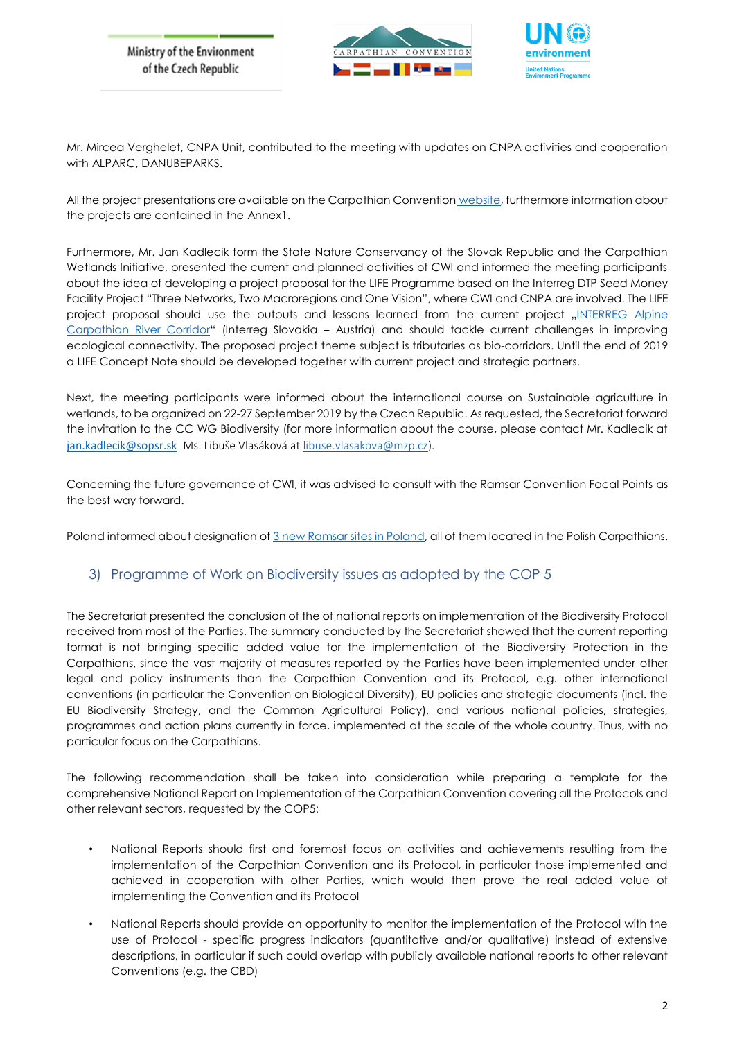Mr. Mircea Verghelet, CNPA Unit, contributed to the meeting with updates on CNPA activities and cooperation with ALPARC, DANUBEPARKS.

All the project presentations are available on the Carpathian Convention website, furthermore information about the projects are contained in the Annex1.

Furthermore, Mr. Jan Kadlecik form the State Nature Conservancy of the Slovak Republic and the Carpathian Wetlands Initiative, presented the current and planned activities of CWI and informed the meeting participants about the idea of developing a project proposal for the LIFE Programme based on the Interreg DTP Seed Money Facility Project "Three Networks, Two Macroregions and One Vision", where CWI and CNPA are involved. The LIFE project proposal should use the outputs and lessons learned from the current project „INTERREG Alpine Carpathian River Corridor" (Interreg Slovakia – Austria) and should tackle current challenges in improving ecological connectivity. The proposed project theme subject is tributaries as bio-corridors. Until the end of 2019 a LIFE Concept Note should be developed together with current project and strategic partners.

Next, the meeting participants were informed about the international course on Sustainable agriculture in wetlands, to be organized on 22-27 September 2019 by the Czech Republic. As requested, the Secretariat forward the invitation to the CC WG Biodiversity (for more information about the course, please contact Mr. Kadlecik at jan.kadlecik@sopsr.sk Ms. Libuše Vlasáková at libuse.vlasakova@mzp.cz).

Concerning the future governance of CWI, it was advised to consult with the Ramsar Convention Focal Points as the best way forward.

Poland informed about designation of 3 new Ramsar sites in Poland, all of them located in the Polish Carpathians.

## 3) Programme of Work on Biodiversity issues as adopted by the COP 5

The Secretariat presented the conclusion of the of national reports on implementation of the Biodiversity Protocol received from most of the Parties. The summary conducted by the Secretariat showed that the current reporting format is not bringing specific added value for the implementation of the Biodiversity Protection in the Carpathians, since the vast majority of measures reported by the Parties have been implemented under other legal and policy instruments than the Carpathian Convention and its Protocol, e.g. other international conventions (in particular the Convention on Biological Diversity), EU policies and strategic documents (incl. the EU Biodiversity Strategy, and the Common Agricultural Policy), and various national policies, strategies, programmes and action plans currently in force, implemented at the scale of the whole country. Thus, with no particular focus on the Carpathians.

The following recommendation shall be taken into consideration while preparing a template for the comprehensive National Report on Implementation of the Carpathian Convention covering all the Protocols and other relevant sectors, requested by the COP5:

- National Reports should first and foremost focus on activities and achievements resulting from the implementation of the Carpathian Convention and its Protocol, in particular those implemented and achieved in cooperation with other Parties, which would then prove the real added value of implementing the Convention and its Protocol
- National Reports should provide an opportunity to monitor the implementation of the Protocol with the use of Protocol - specific progress indicators (quantitative and/or qualitative) instead of extensive descriptions, in particular if such could overlap with publicly available national reports to other relevant Conventions (e.g. the CBD)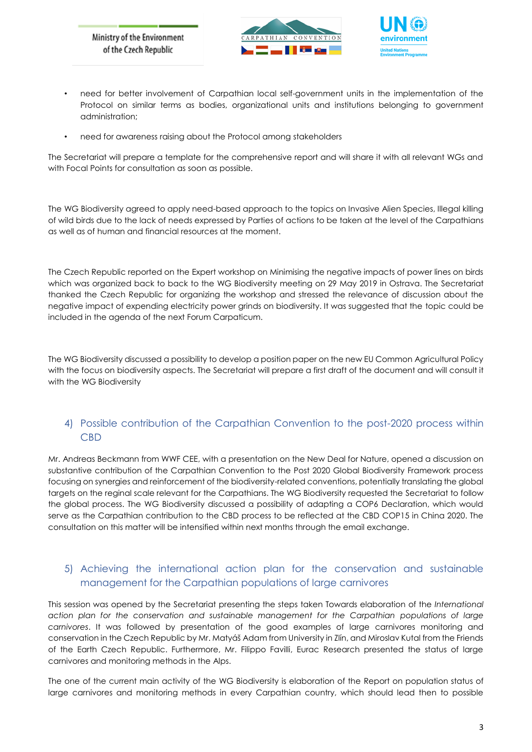- need for better involvement of Carpathian local self-government units in the implementation of the Protocol on similar terms as bodies, organizational units and institutions belonging to government administration;
- need for awareness raising about the Protocol among stakeholders

The Secretariat will prepare a template for the comprehensive report and will share it with all relevant WGs and with Focal Points for consultation as soon as possible.

The WG Biodiversity agreed to apply need-based approach to the topics on Invasive Alien Species, Illegal killing of wild birds due to the lack of needs expressed by Parties of actions to be taken at the level of the Carpathians as well as of human and financial resources at the moment.

The Czech Republic reported on the Expert workshop on Minimising the negative impacts of power lines on birds which was organized back to back to the WG Biodiversity meeting on 29 May 2019 in Ostrava. The Secretariat thanked the Czech Republic for organizing the workshop and stressed the relevance of discussion about the negative impact of expending electricity power grinds on biodiversity. It was suggested that the topic could be included in the agenda of the next Forum Carpaticum.

The WG Biodiversity discussed a possibility to develop a position paper on the new EU Common Agricultural Policy with the focus on biodiversity aspects. The Secretariat will prepare a first draft of the document and will consult it with the WG Biodiversity

## 4) Possible contribution of the Carpathian Convention to the post-2020 process within CBD

Mr. Andreas Beckmann from WWF CEE, with a presentation on the New Deal for Nature, opened a discussion on substantive contribution of the Carpathian Convention to the Post 2020 Global Biodiversity Framework process focusing on synergies and reinforcement of the biodiversity-related conventions, potentially translating the global targets on the reginal scale relevant for the Carpathians. The WG Biodiversity requested the Secretariat to follow the global process. The WG Biodiversity discussed a possibility of adapting a COP6 Declaration, which would serve as the Carpathian contribution to the CBD process to be reflected at the CBD COP15 in China 2020. The consultation on this matter will be intensified within next months through the email exchange.

## 5) Achieving the international action plan for the conservation and sustainable management for the Carpathian populations of large carnivores

This session was opened by the Secretariat presenting the steps taken Towards elaboration of the *International action plan for the conservation and sustainable management for the Carpathian populations of large carnivores*. It was followed by presentation of the good examples of large carnivores monitoring and conservation in the Czech Republic by Mr. Matyáš Adam from University in Zlín, and Miroslav Kutal from the Friends of the Earth Czech Republic. Furthermore, Mr. Filippo Favilli, Eurac Research presented the status of large carnivores and monitoring methods in the Alps.

The one of the current main activity of the WG Biodiversity is elaboration of the Report on population status of large carnivores and monitoring methods in every Carpathian country, which should lead then to possible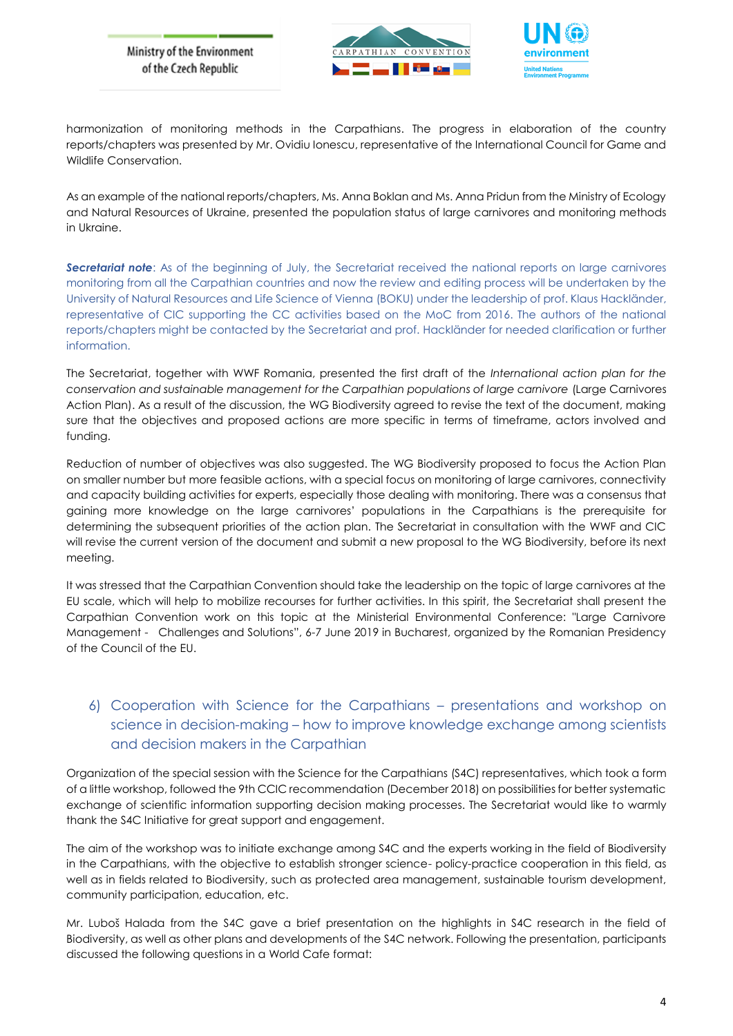harmonization of monitoring methods in the Carpathians. The progress in elaboration of the country reports/chapters was presented by Mr. Ovidiu Ionescu, representative of the International Council for Game and Wildlife Conservation.

As an example of the national reports/chapters, Ms. Anna Boklan and Ms. Anna Pridun from the Ministry of Ecology and Natural Resources of Ukraine, presented the population status of large carnivores and monitoring methods in Ukraine.

***Secretariat note***: As of the beginning of July, the Secretariat received the national reports on large carnivores monitoring from all the Carpathian countries and now the review and editing process will be undertaken by the University of Natural Resources and Life Science of Vienna (BOKU) under the leadership of prof. Klaus Hackländer, representative of CIC supporting the CC activities based on the MoC from 2016. The authors of the national reports/chapters might be contacted by the Secretariat and prof. Hackländer for needed clarification or further information.

The Secretariat, together with WWF Romania, presented the first draft of the *International action plan for the conservation and sustainable management for the Carpathian populations of large carnivore* (Large Carnivores Action Plan). As a result of the discussion, the WG Biodiversity agreed to revise the text of the document, making sure that the objectives and proposed actions are more specific in terms of timeframe, actors involved and funding.

Reduction of number of objectives was also suggested. The WG Biodiversity proposed to focus the Action Plan on smaller number but more feasible actions, with a special focus on monitoring of large carnivores, connectivity and capacity building activities for experts, especially those dealing with monitoring. There was a consensus that gaining more knowledge on the large carnivores' populations in the Carpathians is the prerequisite for determining the subsequent priorities of the action plan. The Secretariat in consultation with the WWF and CIC will revise the current version of the document and submit a new proposal to the WG Biodiversity, before its next meeting.

It was stressed that the Carpathian Convention should take the leadership on the topic of large carnivores at the EU scale, which will help to mobilize recourses for further activities. In this spirit, the Secretariat shall present the Carpathian Convention work on this topic at the Ministerial Environmental Conference: "Large Carnivore Management - Challenges and Solutions", 6-7 June 2019 in Bucharest, organized by the Romanian Presidency of the Council of the EU.

## 6) Cooperation with Science for the Carpathians – presentations and workshop on science in decision-making – how to improve knowledge exchange among scientists and decision makers in the Carpathian

Organization of the special session with the Science for the Carpathians (S4C) representatives, which took a form of a little workshop, followed the 9th CCIC recommendation (December 2018) on possibilities for better systematic exchange of scientific information supporting decision making processes. The Secretariat would like to warmly thank the S4C Initiative for great support and engagement.

The aim of the workshop was to initiate exchange among S4C and the experts working in the field of Biodiversity in the Carpathians, with the objective to establish stronger science- policy-practice cooperation in this field, as well as in fields related to Biodiversity, such as protected area management, sustainable tourism development, community participation, education, etc.

Mr. Luboš Halada from the S4C gave a brief presentation on the highlights in S4C research in the field of Biodiversity, as well as other plans and developments of the S4C network. Following the presentation, participants discussed the following questions in a World Cafe format: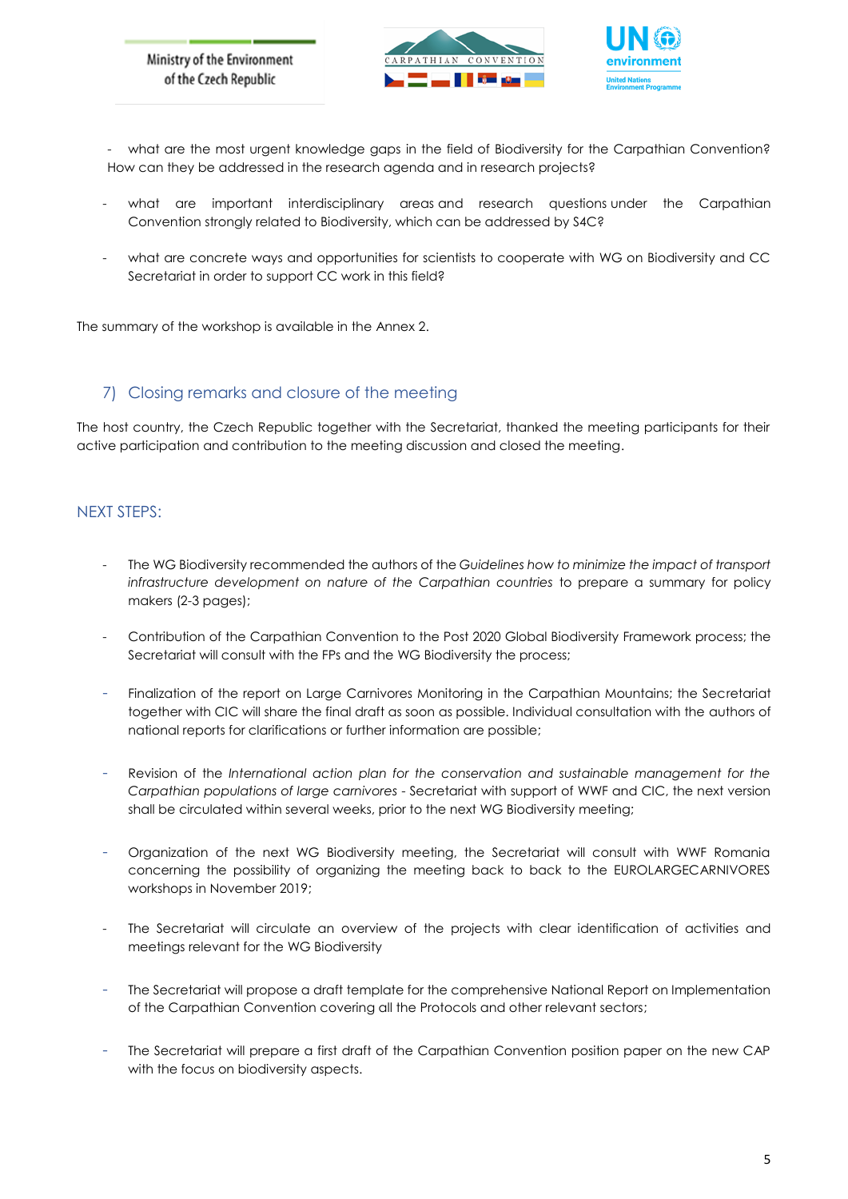- what are the most urgent knowledge gaps in the field of Biodiversity for the Carpathian Convention? How can they be addressed in the research agenda and in research projects?

- what are important interdisciplinary areas and research questions under the Carpathian Convention strongly related to Biodiversity, which can be addressed by S4C?

- what are concrete ways and opportunities for scientists to cooperate with WG on Biodiversity and CC Secretariat in order to support CC work in this field?

The summary of the workshop is available in the Annex 2.

## 7) Closing remarks and closure of the meeting

The host country, the Czech Republic together with the Secretariat, thanked the meeting participants for their active participation and contribution to the meeting discussion and closed the meeting.

## NEXT STEPS:

- The WG Biodiversity recommended the authors of the *Guidelines how to minimize the impact of transport infrastructure development on nature of the Carpathian countries* to prepare a summary for policy makers (2-3 pages);

- Contribution of the Carpathian Convention to the Post 2020 Global Biodiversity Framework process; the Secretariat will consult with the FPs and the WG Biodiversity the process;

- Finalization of the report on Large Carnivores Monitoring in the Carpathian Mountains; the Secretariat together with CIC will share the final draft as soon as possible. Individual consultation with the authors of national reports for clarifications or further information are possible;

- Revision of the *International action plan for the conservation and sustainable management for the Carpathian populations of large carnivores* - Secretariat with support of WWF and CIC, the next version shall be circulated within several weeks, prior to the next WG Biodiversity meeting;

- Organization of the next WG Biodiversity meeting, the Secretariat will consult with WWF Romania concerning the possibility of organizing the meeting back to back to the EUROLARGECARNIVORES workshops in November 2019;

- The Secretariat will circulate an overview of the projects with clear identification of activities and meetings relevant for the WG Biodiversity

- The Secretariat will propose a draft template for the comprehensive National Report on Implementation of the Carpathian Convention covering all the Protocols and other relevant sectors;

- The Secretariat will prepare a first draft of the Carpathian Convention position paper on the new CAP with the focus on biodiversity aspects.